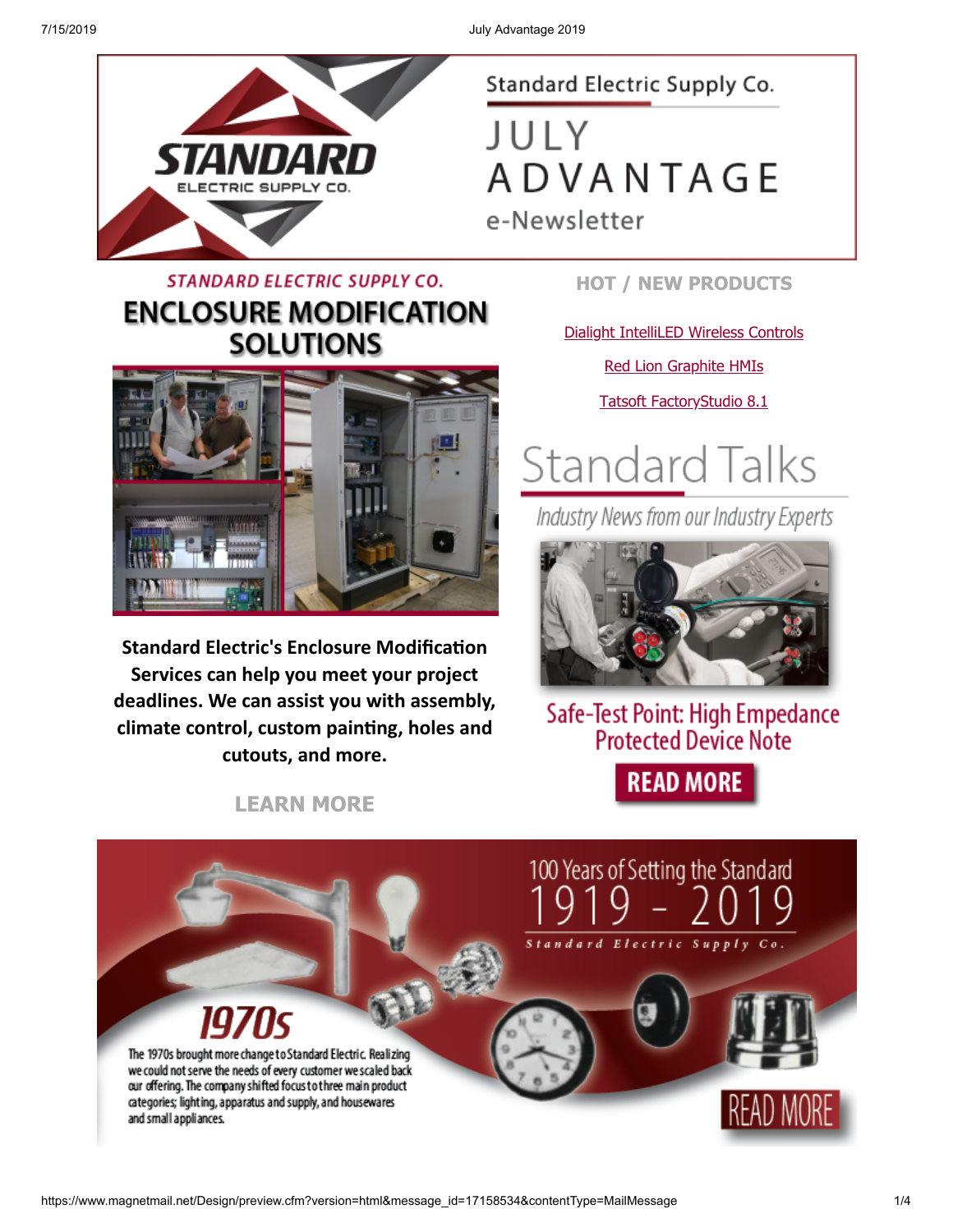Standard Electric Supply Co.

# JULY ADVANTAGE

e-Newsletter

## STANDARD ELECTRIC SUPPLY CO.

# ENCLOSURE MODIFICATION SOLUTIONS

**Standard Electric's Enclosure Modification Services can help you meet your project deadlines. We can assist you with assembly, climate control, custom painting, holes and cutouts, and more.**

**LEARN MORE**

## HOT / NEW PRODUCTS

Dialight IntelliLED Wireless Controls

Red Lion Graphite HMIs

Tatsoft FactoryStudio 8.1

# Standard Talks

*Industry News from our Industry Experts*

## Safe-Test Point: High Empedance Protected Device Note

**READ MORE**

100 Years of Setting the Standard

1919 - 2019

Standard Electric Supply Co.

## 1970s

The 1970s brought more change to Standard Electric. Realizing we could not serve the needs of every customer we scaled back our offering. The company shifted focus to three main product categories; lighting, apparatus and supply, and housewares and small appliances.

READ MORE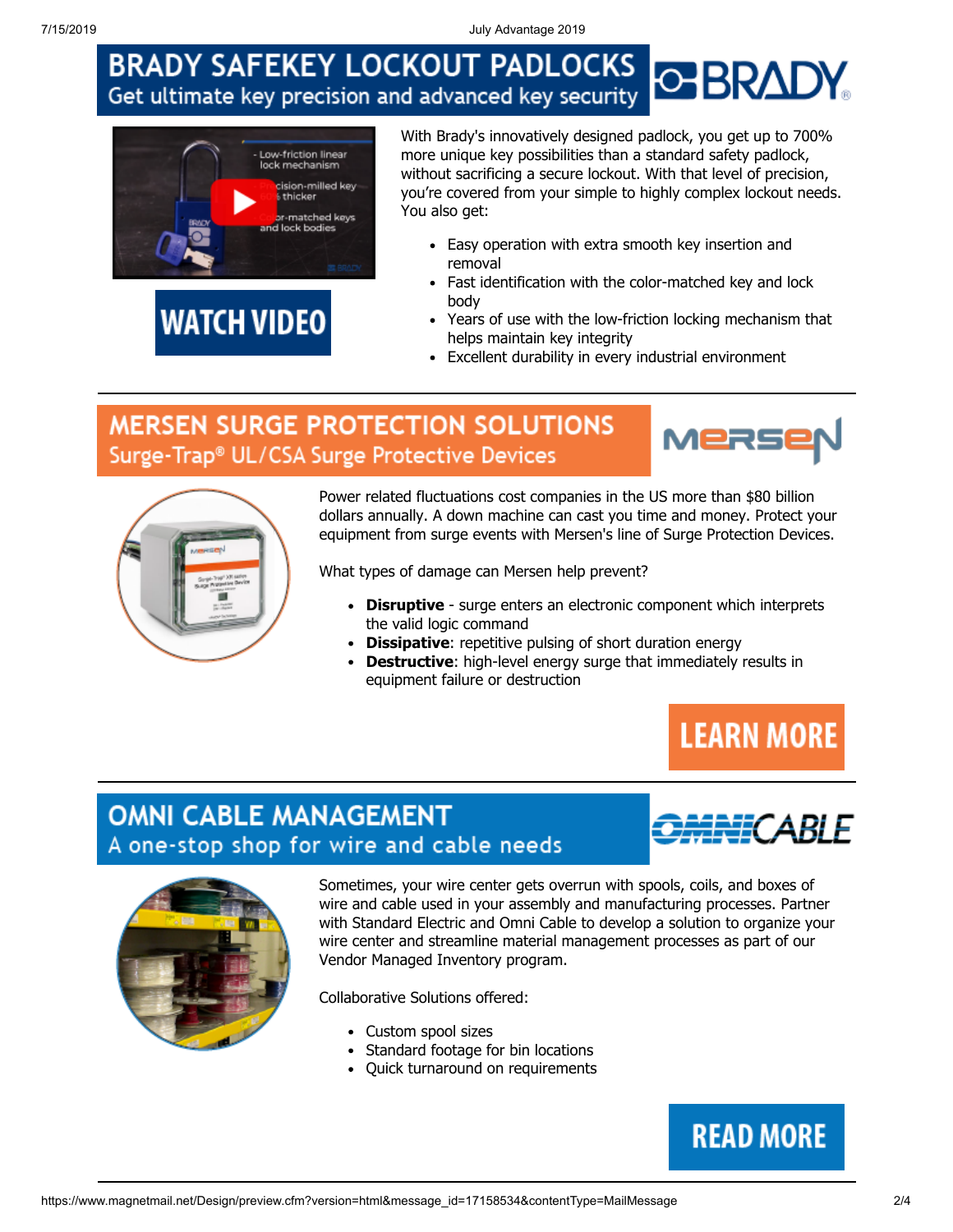# BRADY SAFEKEY LOCKOUT PADLOCKS

## Get ultimate key precision and advanced key security

WATCH VIDEO

With Brady's innovatively designed padlock, you get up to 700% more unique key possibilities than a standard safety padlock, without sacrificing a secure lockout. With that level of precision, you're covered from your simple to highly complex lockout needs. You also get:

- Easy operation with extra smooth key insertion and removal
- Fast identification with the color-matched key and lock body
- Years of use with the low-friction locking mechanism that helps maintain key integrity
- Excellent durability in every industrial environment

---

# MERSEN SURGE PROTECTION SOLUTIONS

## Surge-Trap® UL/CSA Surge Protective Devices

Power related fluctuations cost companies in the US more than $80 billion dollars annually. A down machine can cast you time and money. Protect your equipment from surge events with Mersen's line of Surge Protection Devices.

What types of damage can Mersen help prevent?

- **Disruptive** - surge enters an electronic component which interprets the valid logic command
- **Dissipative**: repetitive pulsing of short duration energy
- **Destructive**: high-level energy surge that immediately results in equipment failure or destruction

LEARN MORE

---

# OMNI CABLE MANAGEMENT

## A one-stop shop for wire and cable needs

Sometimes, your wire center gets overrun with spools, coils, and boxes of wire and cable used in your assembly and manufacturing processes. Partner with Standard Electric and Omni Cable to develop a solution to organize your wire center and streamline material management processes as part of our Vendor Managed Inventory program.

Collaborative Solutions offered:

- Custom spool sizes
- Standard footage for bin locations
- Quick turnaround on requirements

READ MORE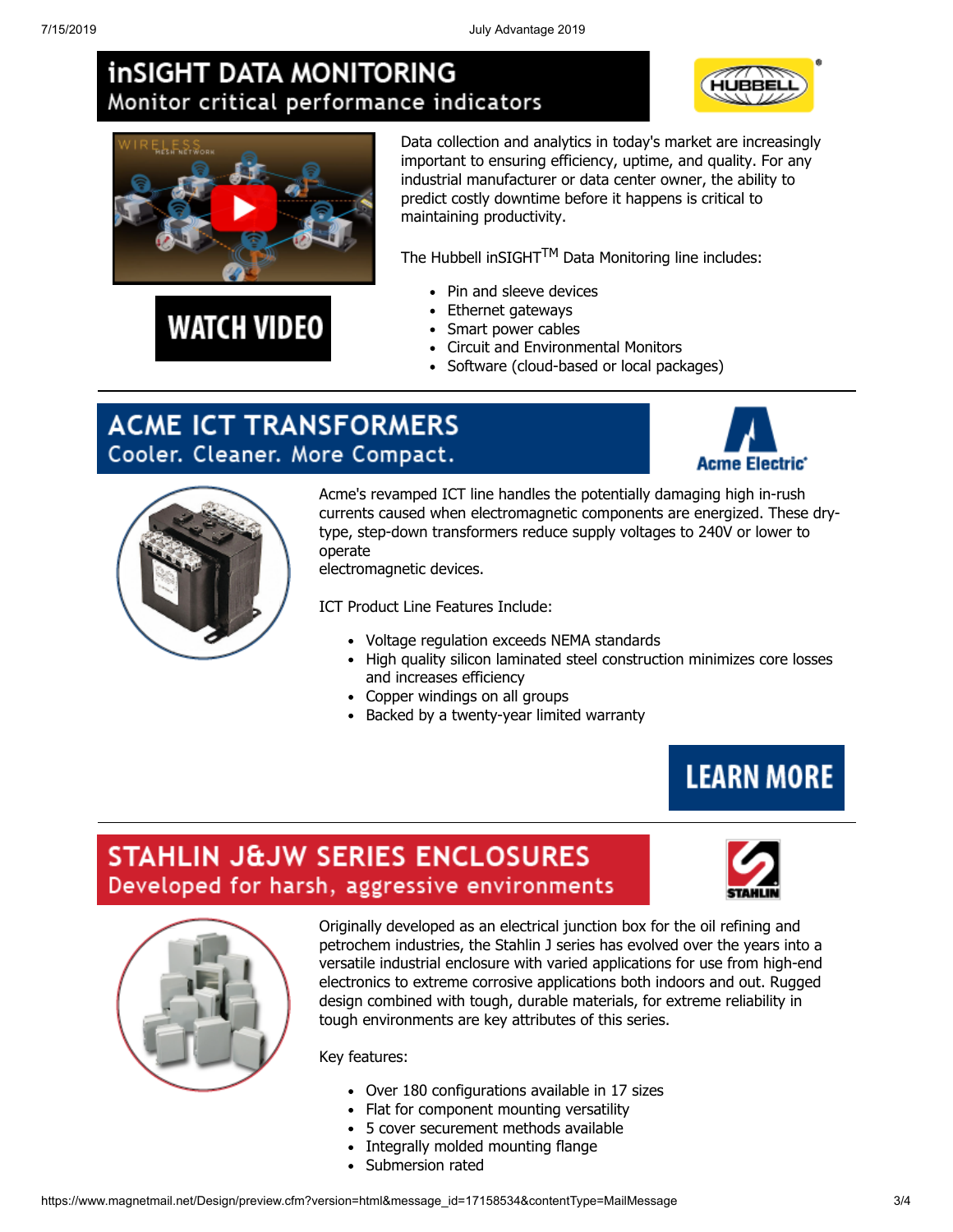# iNSIGHT DATA MONITORING

## Monitor critical performance indicators

WATCH VIDEO

Data collection and analytics in today's market are increasingly important to ensuring efficiency, uptime, and quality. For any industrial manufacturer or data center owner, the ability to predict costly downtime before it happens is critical to maintaining productivity.

The Hubbell inSIGHT™ Data Monitoring line includes:

- Pin and sleeve devices
- Ethernet gateways
- Smart power cables
- Circuit and Environmental Monitors
- Software (cloud-based or local packages)

---

# ACME ICT TRANSFORMERS

## Cooler. Cleaner. More Compact.

Acme's revamped ICT line handles the potentially damaging high in-rush currents caused when electromagnetic components are energized. These dry-type, step-down transformers reduce supply voltages to 240V or lower to operate
electromagnetic devices.

ICT Product Line Features Include:

- Voltage regulation exceeds NEMA standards
- High quality silicon laminated steel construction minimizes core losses and increases efficiency
- Copper windings on all groups
- Backed by a twenty-year limited warranty

LEARN MORE

---

# STAHLIN J&JW SERIES ENCLOSURES

## Developed for harsh, aggressive environments

Originally developed as an electrical junction box for the oil refining and petrochem industries, the Stahlin J series has evolved over the years into a versatile industrial enclosure with varied applications for use from high-end electronics to extreme corrosive applications both indoors and out. Rugged design combined with tough, durable materials, for extreme reliability in tough environments are key attributes of this series.

Key features:

- Over 180 configurations available in 17 sizes
- Flat for component mounting versatility
- 5 cover securement methods available
- Integrally molded mounting flange
- Submersion rated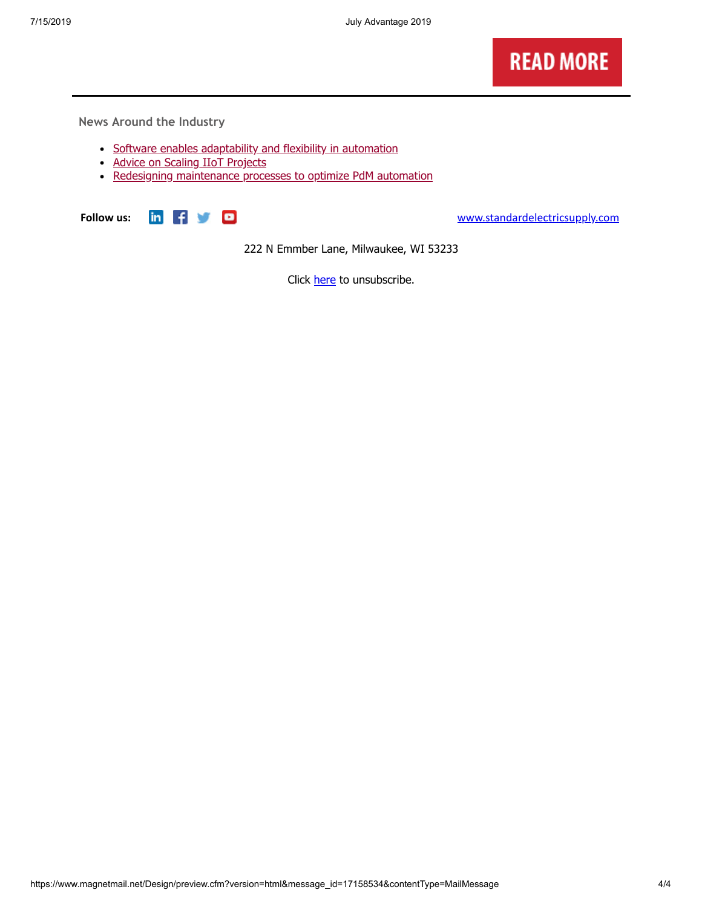READ MORE

---

News Around the Industry

- Software enables adaptability and flexibility in automation
- Advice on Scaling IIoT Projects
- Redesigning maintenance processes to optimize PdM automation

**Follow us:**

www.standardelectricsupply.com

222 N Emmber Lane, Milwaukee, WI 53233

Click here to unsubscribe.